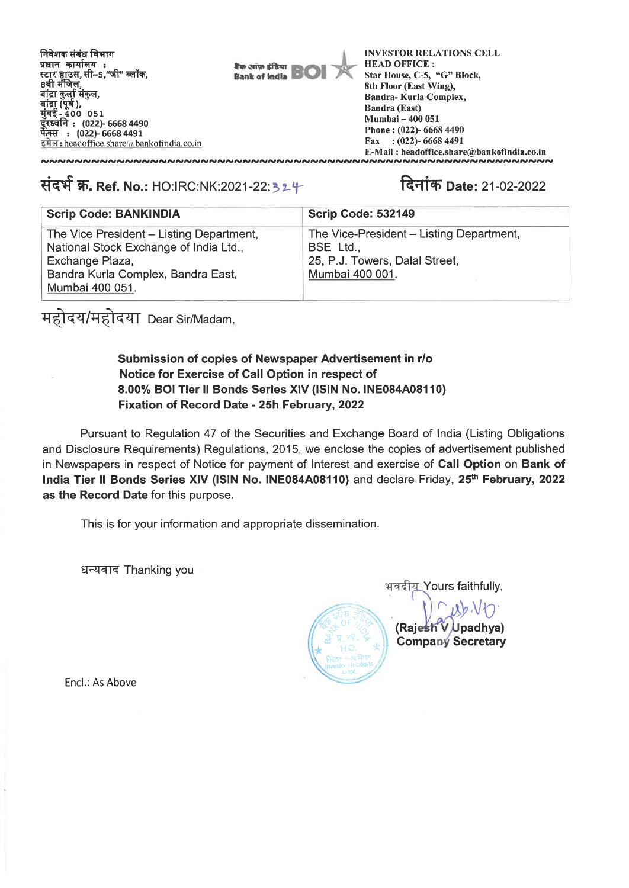निवेशक संबंध विभाग
प्रधान कार्यालय :
स्टार हाउस, सी–5,"जी" ब्लॉक,
8वी मंजिल,
बांद्रा कुर्ला संकुल,
बांद्रा (पूर्व ),
मुंबई - 400 051
दूरध्वनि : (022)- 6668 4490
फैक्स : (022)- 6668 4491
इमेल : headoffice.share@bankofindia.co.in

बैंक ऑफ इंडिया Bank of India BOI

INVESTOR RELATIONS CELL
HEAD OFFICE :
Star House, C-5, "G" Block,
8th Floor (East Wing),
Bandra- Kurla Complex,
Bandra (East)
Mumbai – 400 051
Phone : (022)- 6668 4490
Fax : (022)- 6668 4491
E-Mail : headoffice.share@bankofindia.co.in

**संदर्भ क्र. Ref. No.:** HO:IRC:NK:2021-22:324

**दिनांक Date:** 21-02-2022

| Scrip Code: BANKINDIA | Scrip Code: 532149 |
|---|---|
| The Vice President – Listing Department, National Stock Exchange of India Ltd., Exchange Plaza, Bandra Kurla Complex, Bandra East, Mumbai 400 051. | The Vice-President – Listing Department, BSE Ltd., 25, P.J. Towers, Dalal Street, Mumbai 400 001. |

महोदय/महोदया Dear Sir/Madam,

**Submission of copies of Newspaper Advertisement in r/o Notice for Exercise of Call Option in respect of 8.00% BOI Tier II Bonds Series XIV (ISIN No. INE084A08110) Fixation of Record Date - 25h February, 2022**

Pursuant to Regulation 47 of the Securities and Exchange Board of India (Listing Obligations and Disclosure Requirements) Regulations, 2015, we enclose the copies of advertisement published in Newspapers in respect of Notice for payment of Interest and exercise of **Call Option** on **Bank of India Tier II Bonds Series XIV (ISIN No. INE084A08110)** and declare Friday, **25th February, 2022 as the Record Date** for this purpose.

This is for your information and appropriate dissemination.

धन्यवाद Thanking you

भवदीय Yours faithfully,

**(Rajesh V Upadhya)**
**Company Secretary**

Encl.: As Above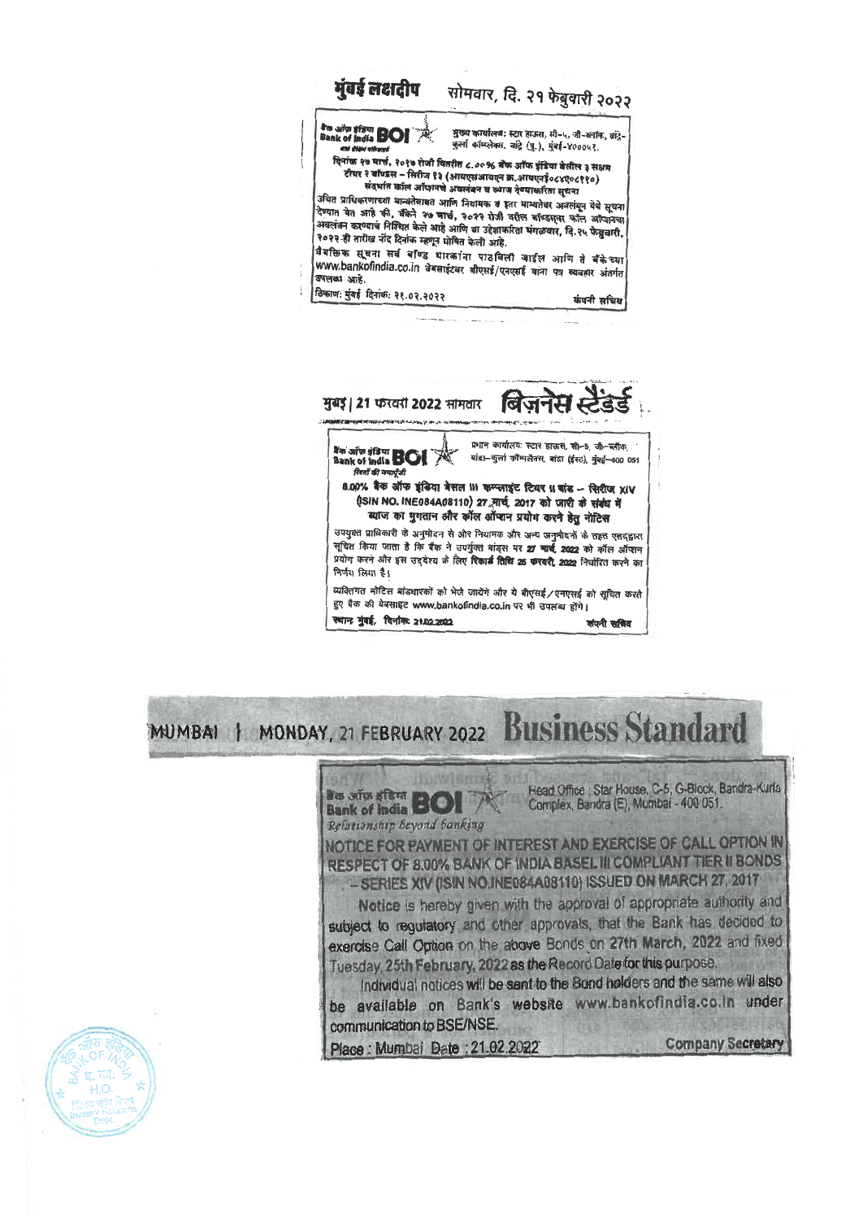# मुंबई लक्षदीप सोमवार, दि. २१ फेब्रुवारी २०२२

बँक ऑफ इंडिया **BOI**
Bank of India

मुख्य कार्यालय: स्टार हाऊस, सी-५, जी-ब्लॉक, वांद्रे-कुर्ला कॉम्प्लेक्स, वांद्रे (पू.), मुंबई-४०००५१.

**दिनांक २७ मार्च, २०१७ रोजी वितरीत ८.००% बँक ऑफ इंडिया बेसील ३ सक्षम टीयर २ बॉण्डस - सिरीज १३ (आयएसआयएन क्र.आयएनई०८४ए०८११०) संदर्भात कॉल ऑप्शनचे अवलंबन व व्याज देण्याकरिता सूचना**

उचित प्राधिकरणाच्या मान्यतेबाबत आणि नियामक व इतर मान्यतेवर अवलंबून येथे सूचना देण्यात येत आहे की, बँकेने २७ मार्च, २०२२ रोजी वरील बॉण्डसवर कॉल ऑप्शनचा अवलंबन करण्याचे निश्चित केले आहे आणि या उद्देशाकरिता मंगळवार, दि.२५ फेब्रुवारी, २०२२ ही तारीख नोंद दिनांक म्हणून घोषित केली आहे.

वैयक्तिक सूचना सर्व बॉण्ड धारकांना पाठविली जाईल आणि ते बँकेच्या www.bankofindia.co.in वेबसाईटवर बीएसई/एनएसई यांना पत्र व्यवहार अंतर्गत उपलब्ध आहे.

ठिकाण: मुंबई दिनांक: २१.०२.२०२२ | कंपनी सचिव

---

# मुंबई | 21 फरवरी 2022 सोमवार बिज़नेस स्टैंडर्ड

बैंक ऑफ इंडिया **BOI**
Bank of India
रिश्तों की नयी पूँजी

प्रधान कार्यालय: स्टार हाउस, सी-5, जी-ब्लॉक, बांद्रा-कुर्ला कॉम्प्लेक्स, बांद्रा (ईस्ट), मुंबई-400 051

**8.00% बैंक ऑफ इंडिया बेसल III कम्प्लाइंट टियर II बांड – सिरीज XIV (ISIN NO. INE084A08110) 27 मार्च, 2017 को जारी के संबंध में ब्याज का भुगतान और कॉल ऑप्शन प्रयोग करने हेतु नोटिस**

उपयुक्त प्राधिकारी के अनुमोदन से और नियामक और अन्य अनुमोदनों के तहत एतद्द्वारा सूचित किया जाता है कि बैंक ने उपर्युक्त बांड्स पर **27 मार्च, 2022** को कॉल ऑप्शन प्रयोग करने और इस उद्देश्य के लिए **रिकार्ड तिथि 25 फरवरी, 2022** निर्धारित करने का निर्णय लिया है।

व्यक्तिगत नोटिस बांडधारकों को भेजे जायेंगे और ये बीएसई/एनएसई को सूचित करते हुए बैंक की वेबसाइट www.bankofindia.co.in पर भी उपलब्ध होंगे।

स्थान: मुंबई, दिनांक: 21.02.2022 | कंपनी सचिव

---

# MUMBAI | MONDAY, 21 FEBRUARY 2022 Business Standard

बैंक ऑफ इंडिया **BOI**
Bank of India
*Relationship beyond banking*

Head Office : Star House, C-5, G-Block, Bandra-Kurla Complex, Bandra (E), Mumbai - 400 051.

**NOTICE FOR PAYMENT OF INTEREST AND EXERCISE OF CALL OPTION IN RESPECT OF 8.00% BANK OF INDIA BASEL III COMPLIANT TIER II BONDS – SERIES XIV (ISIN NO.INE084A08110) ISSUED ON MARCH 27, 2017**

Notice is hereby given with the approval of appropriate authority and subject to regulatory and other approvals, that the Bank has decided to exercise Call Option on the above Bonds on 27th March, 2022 and fixed Tuesday, 25th February, 2022 as the Record Date for this purpose.

Individual notices will be sent to the Bond holders and the same will also be available on Bank's website www.bankofindia.co.in under communication to BSE/NSE.

Place : Mumbai Date : 21.02.2022 | Company Secretary